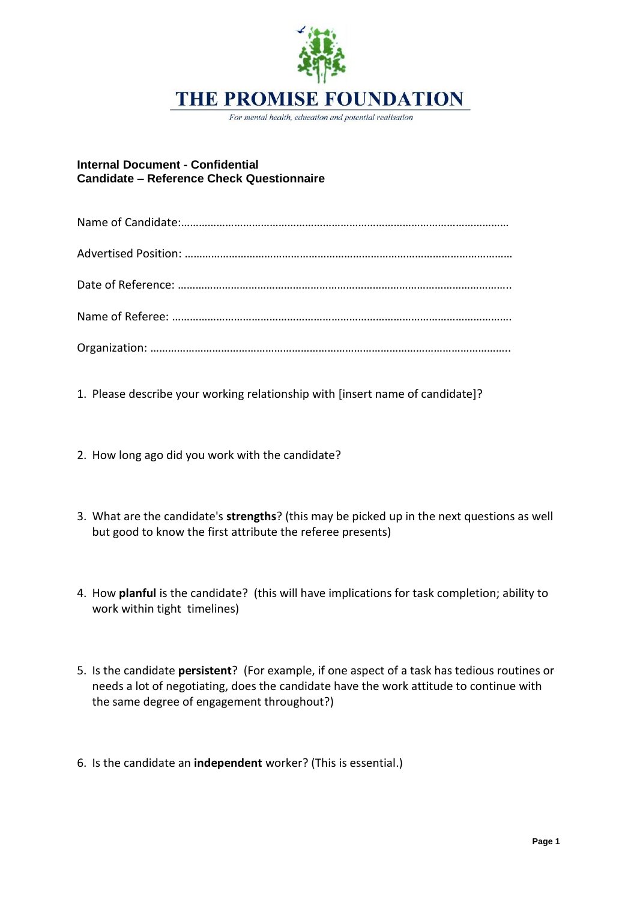# THE PROMISE FOUNDATION

*For mental health, education and potential realisation*

**Internal Document - Confidential**
**Candidate – Reference Check Questionnaire**

Name of Candidate:…………………………………………………………………………………………………

Advertised Position: ………………………………………………………………………………………………

Date of Reference: ……………………………………………………………………………………………….

Name of Referee: …………………………………………………………………………………………………

Organization: ……………………………………………………………………………………………………….

1. Please describe your working relationship with [insert name of candidate]?

2. How long ago did you work with the candidate?

3. What are the candidate's **strengths**? (this may be picked up in the next questions as well but good to know the first attribute the referee presents)

4. How **planful** is the candidate? (this will have implications for task completion; ability to work within tight timelines)

5. Is the candidate **persistent**? (For example, if one aspect of a task has tedious routines or needs a lot of negotiating, does the candidate have the work attitude to continue with the same degree of engagement throughout?)

6. Is the candidate an **independent** worker? (This is essential.)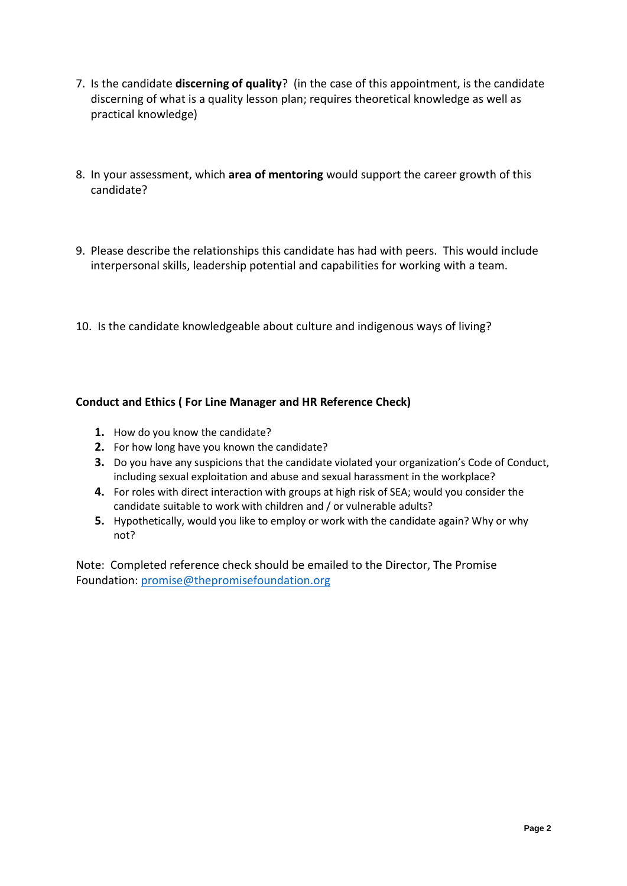7. Is the candidate **discerning of quality**? (in the case of this appointment, is the candidate discerning of what is a quality lesson plan; requires theoretical knowledge as well as practical knowledge)

8. In your assessment, which **area of mentoring** would support the career growth of this candidate?

9. Please describe the relationships this candidate has had with peers. This would include interpersonal skills, leadership potential and capabilities for working with a team.

10. Is the candidate knowledgeable about culture and indigenous ways of living?

**Conduct and Ethics ( For Line Manager and HR Reference Check)**

1. How do you know the candidate?
2. For how long have you known the candidate?
3. Do you have any suspicions that the candidate violated your organization's Code of Conduct, including sexual exploitation and abuse and sexual harassment in the workplace?
4. For roles with direct interaction with groups at high risk of SEA; would you consider the candidate suitable to work with children and / or vulnerable adults?
5. Hypothetically, would you like to employ or work with the candidate again? Why or why not?

Note: Completed reference check should be emailed to the Director, The Promise Foundation: promise@thepromisefoundation.org